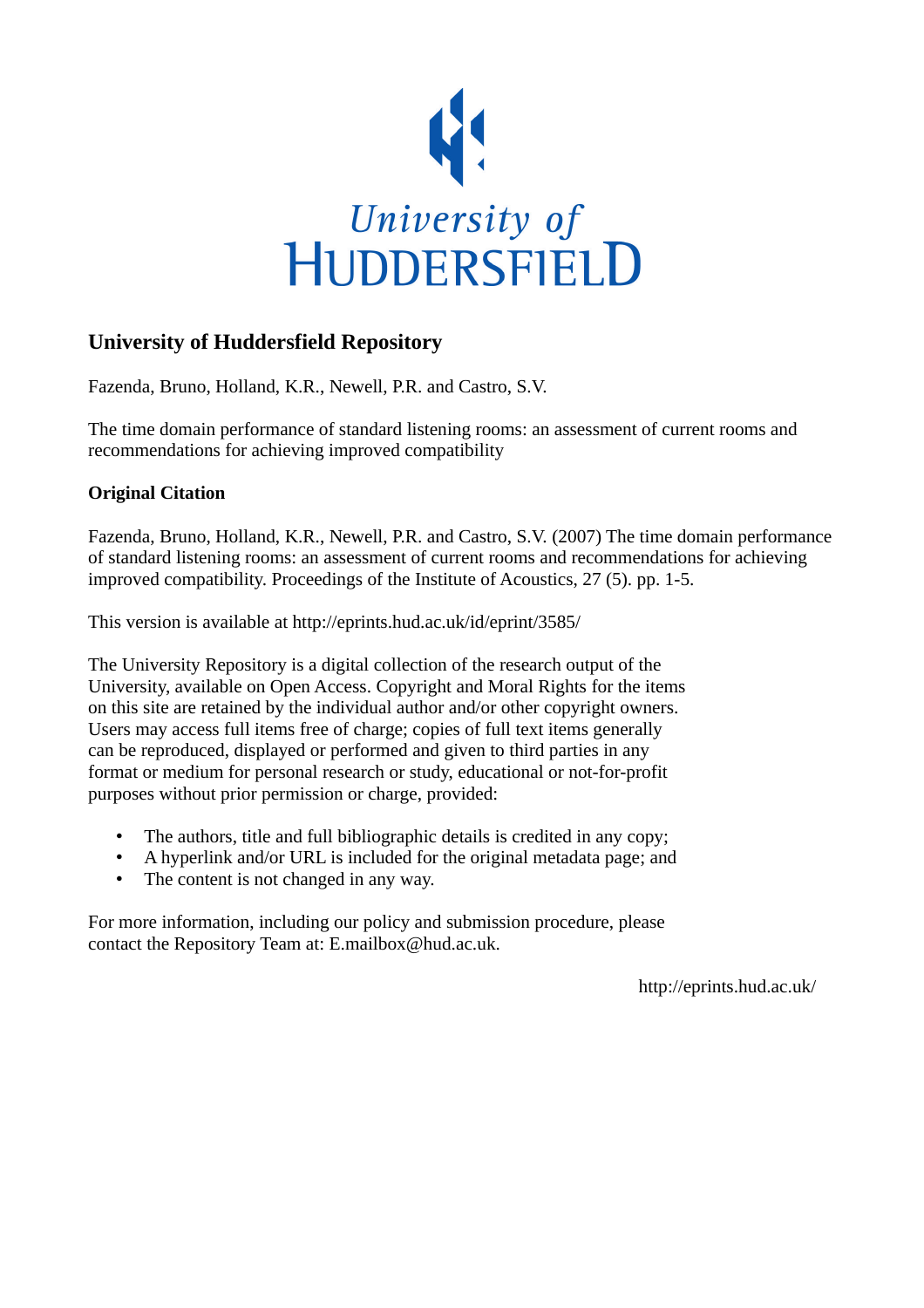University of HUDDERSFIELD

## University of Huddersfield Repository

Fazenda, Bruno, Holland, K.R., Newell, P.R. and Castro, S.V.

The time domain performance of standard listening rooms: an assessment of current rooms and recommendations for achieving improved compatibility

### Original Citation

Fazenda, Bruno, Holland, K.R., Newell, P.R. and Castro, S.V. (2007) The time domain performance of standard listening rooms: an assessment of current rooms and recommendations for achieving improved compatibility. Proceedings of the Institute of Acoustics, 27 (5). pp. 1-5.

This version is available at http://eprints.hud.ac.uk/id/eprint/3585/

The University Repository is a digital collection of the research output of the University, available on Open Access. Copyright and Moral Rights for the items on this site are retained by the individual author and/or other copyright owners. Users may access full items free of charge; copies of full text items generally can be reproduced, displayed or performed and given to third parties in any format or medium for personal research or study, educational or not-for-profit purposes without prior permission or charge, provided:

- The authors, title and full bibliographic details is credited in any copy;
- A hyperlink and/or URL is included for the original metadata page; and
- The content is not changed in any way.

For more information, including our policy and submission procedure, please contact the Repository Team at: E.mailbox@hud.ac.uk.

http://eprints.hud.ac.uk/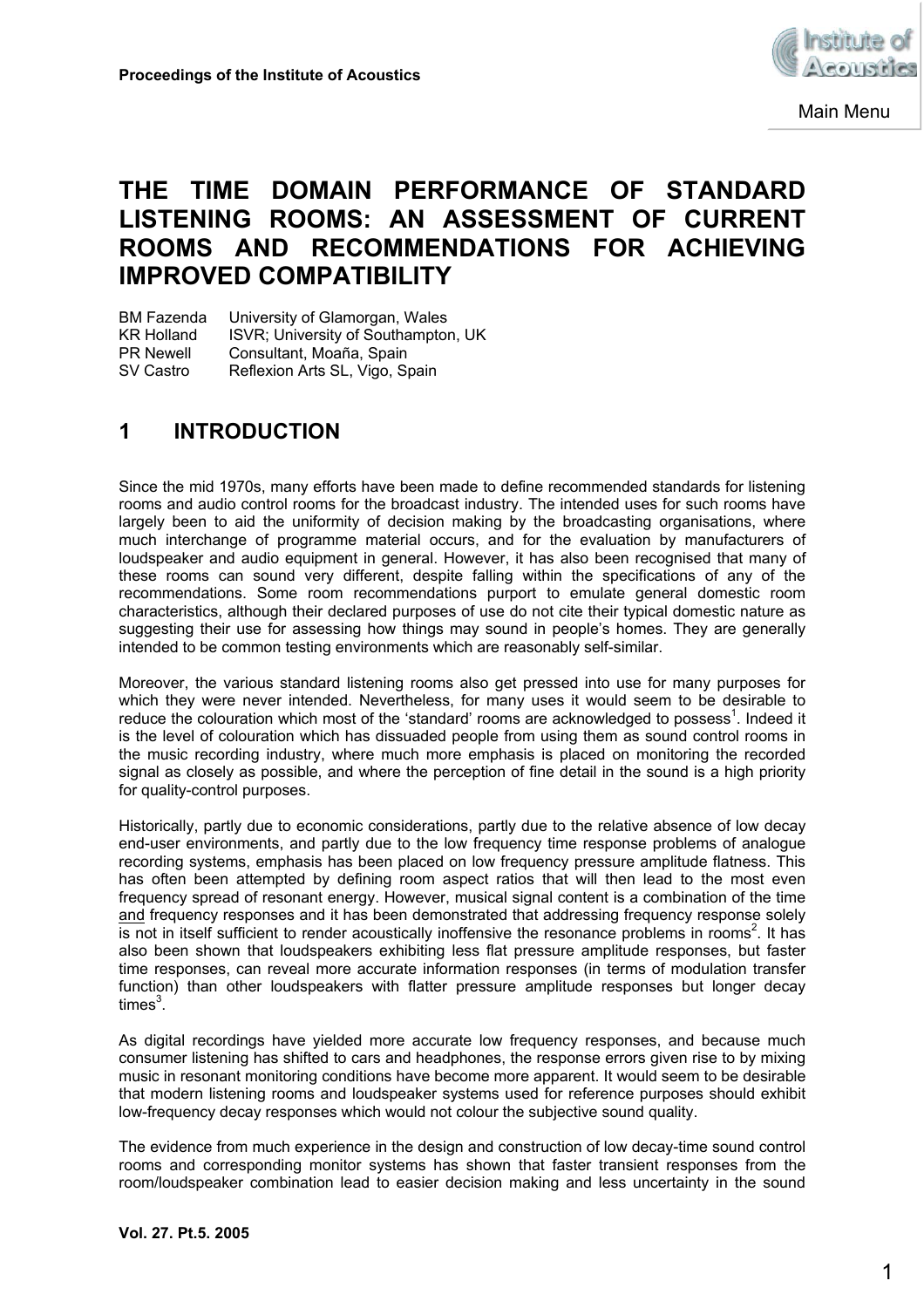# THE TIME DOMAIN PERFORMANCE OF STANDARD LISTENING ROOMS: AN ASSESSMENT OF CURRENT ROOMS AND RECOMMENDATIONS FOR ACHIEVING IMPROVED COMPATIBILITY

BM Fazenda University of Glamorgan, Wales
KR Holland ISVR; University of Southampton, UK
PR Newell Consultant, Moaña, Spain
SV Castro Reflexion Arts SL, Vigo, Spain

## 1 INTRODUCTION

Since the mid 1970s, many efforts have been made to define recommended standards for listening rooms and audio control rooms for the broadcast industry. The intended uses for such rooms have largely been to aid the uniformity of decision making by the broadcasting organisations, where much interchange of programme material occurs, and for the evaluation by manufacturers of loudspeaker and audio equipment in general. However, it has also been recognised that many of these rooms can sound very different, despite falling within the specifications of any of the recommendations. Some room recommendations purport to emulate general domestic room characteristics, although their declared purposes of use do not cite their typical domestic nature as suggesting their use for assessing how things may sound in people's homes. They are generally intended to be common testing environments which are reasonably self-similar.

Moreover, the various standard listening rooms also get pressed into use for many purposes for which they were never intended. Nevertheless, for many uses it would seem to be desirable to reduce the colouration which most of the 'standard' rooms are acknowledged to possess[1]. Indeed it is the level of colouration which has dissuaded people from using them as sound control rooms in the music recording industry, where much more emphasis is placed on monitoring the recorded signal as closely as possible, and where the perception of fine detail in the sound is a high priority for quality-control purposes.

Historically, partly due to economic considerations, partly due to the relative absence of low decay end-user environments, and partly due to the low frequency time response problems of analogue recording systems, emphasis has been placed on low frequency pressure amplitude flatness. This has often been attempted by defining room aspect ratios that will then lead to the most even frequency spread of resonant energy. However, musical signal content is a combination of the time and frequency responses and it has been demonstrated that addressing frequency response solely is not in itself sufficient to render acoustically inoffensive the resonance problems in rooms[2]. It has also been shown that loudspeakers exhibiting less flat pressure amplitude responses, but faster time responses, can reveal more accurate information responses (in terms of modulation transfer function) than other loudspeakers with flatter pressure amplitude responses but longer decay times[3].

As digital recordings have yielded more accurate low frequency responses, and because much consumer listening has shifted to cars and headphones, the response errors given rise to by mixing music in resonant monitoring conditions have become more apparent. It would seem to be desirable that modern listening rooms and loudspeaker systems used for reference purposes should exhibit low-frequency decay responses which would not colour the subjective sound quality.

The evidence from much experience in the design and construction of low decay-time sound control rooms and corresponding monitor systems has shown that faster transient responses from the room/loudspeaker combination lead to easier decision making and less uncertainty in the sound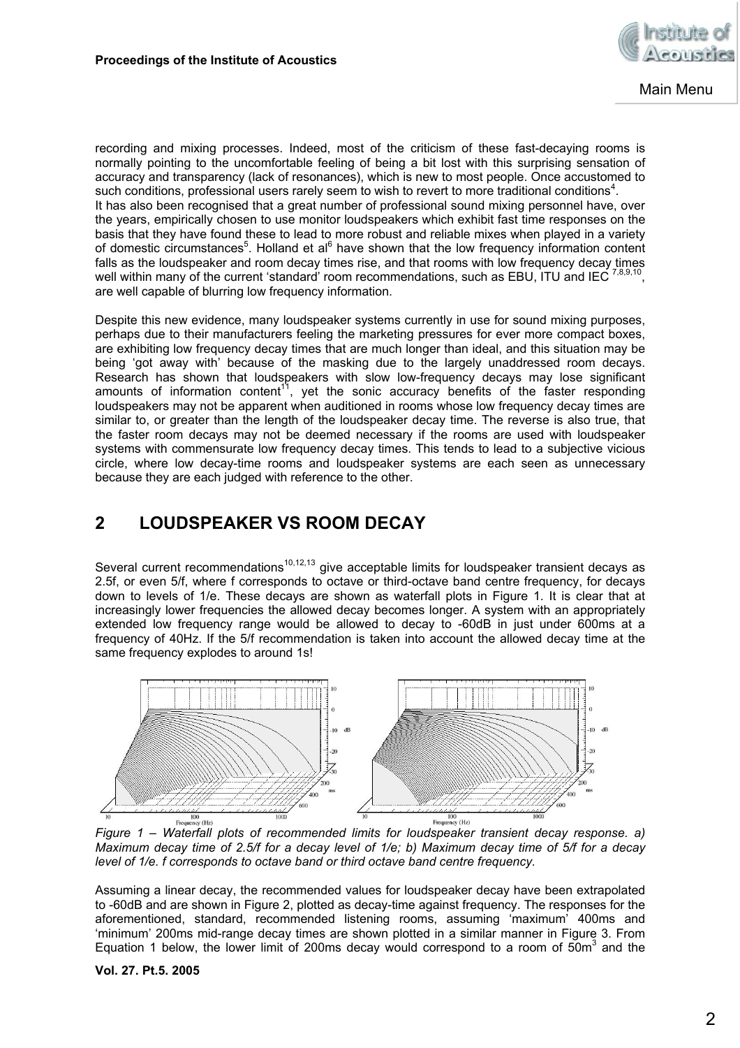recording and mixing processes. Indeed, most of the criticism of these fast-decaying rooms is normally pointing to the uncomfortable feeling of being a bit lost with this surprising sensation of accuracy and transparency (lack of resonances), which is new to most people. Once accustomed to such conditions, professional users rarely seem to wish to revert to more traditional conditions[4].
It has also been recognised that a great number of professional sound mixing personnel have, over the years, empirically chosen to use monitor loudspeakers which exhibit fast time responses on the basis that they have found these to lead to more robust and reliable mixes when played in a variety of domestic circumstances[5]. Holland et al[6] have shown that the low frequency information content falls as the loudspeaker and room decay times rise, and that rooms with low frequency decay times well within many of the current 'standard' room recommendations, such as EBU, ITU and IEC [7,8,9,10], are well capable of blurring low frequency information.

Despite this new evidence, many loudspeaker systems currently in use for sound mixing purposes, perhaps due to their manufacturers feeling the marketing pressures for ever more compact boxes, are exhibiting low frequency decay times that are much longer than ideal, and this situation may be being 'got away with' because of the masking due to the largely unaddressed room decays. Research has shown that loudspeakers with slow low-frequency decays may lose significant amounts of information content[11], yet the sonic accuracy benefits of the faster responding loudspeakers may not be apparent when auditioned in rooms whose low frequency decay times are similar to, or greater than the length of the loudspeaker decay time. The reverse is also true, that the faster room decays may not be deemed necessary if the rooms are used with loudspeaker systems with commensurate low frequency decay times. This tends to lead to a subjective vicious circle, where low decay-time rooms and loudspeaker systems are each seen as unnecessary because they are each judged with reference to the other.

## 2 LOUDSPEAKER VS ROOM DECAY

Several current recommendations[10,12,13] give acceptable limits for loudspeaker transient decays as 2.5f, or even 5/f, where f corresponds to octave or third-octave band centre frequency, for decays down to levels of 1/e. These decays are shown as waterfall plots in Figure 1. It is clear that at increasingly lower frequencies the allowed decay becomes longer. A system with an appropriately extended low frequency range would be allowed to decay to -60dB in just under 600ms at a frequency of 40Hz. If the 5/f recommendation is taken into account the allowed decay time at the same frequency explodes to around 1s!

*Figure 1 – Waterfall plots of recommended limits for loudspeaker transient decay response. a) Maximum decay time of 2.5/f for a decay level of 1/e; b) Maximum decay time of 5/f for a decay level of 1/e. f corresponds to octave band or third octave band centre frequency.*

Assuming a linear decay, the recommended values for loudspeaker decay have been extrapolated to -60dB and are shown in Figure 2, plotted as decay-time against frequency. The responses for the aforementioned, standard, recommended listening rooms, assuming 'maximum' 400ms and 'minimum' 200ms mid-range decay times are shown plotted in a similar manner in Figure 3. From Equation 1 below, the lower limit of 200ms decay would correspond to a room of $50m^3$ and the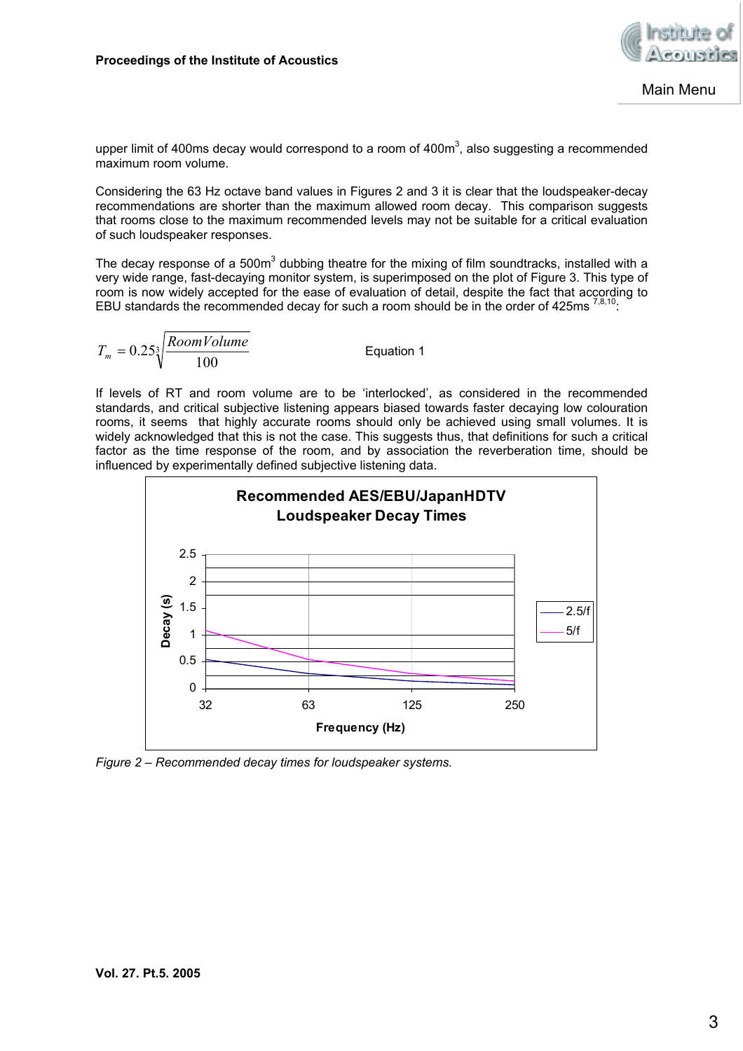upper limit of 400ms decay would correspond to a room of 400m$^3$, also suggesting a recommended maximum room volume.

Considering the 63 Hz octave band values in Figures 2 and 3 it is clear that the loudspeaker-decay recommendations are shorter than the maximum allowed room decay. This comparison suggests that rooms close to the maximum recommended levels may not be suitable for a critical evaluation of such loudspeaker responses.

The decay response of a 500m$^3$ dubbing theatre for the mixing of film soundtracks, installed with a very wide range, fast-decaying monitor system, is superimposed on the plot of Figure 3. This type of room is now widely accepted for the ease of evaluation of detail, despite the fact that according to EBU standards the recommended decay for such a room should be in the order of 425ms [7,8,10]:

$$T_m = 0.25\sqrt[3]{\frac{RoomVolume}{100}} \qquad \text{Equation 1}$$

If levels of RT and room volume are to be 'interlocked', as considered in the recommended standards, and critical subjective listening appears biased towards faster decaying low colouration rooms, it seems that highly accurate rooms should only be achieved using small volumes. It is widely acknowledged that this is not the case. This suggests thus, that definitions for such a critical factor as the time response of the room, and by association the reverberation time, should be influenced by experimentally defined subjective listening data.

Figure 2 – Recommended decay times for loudspeaker systems.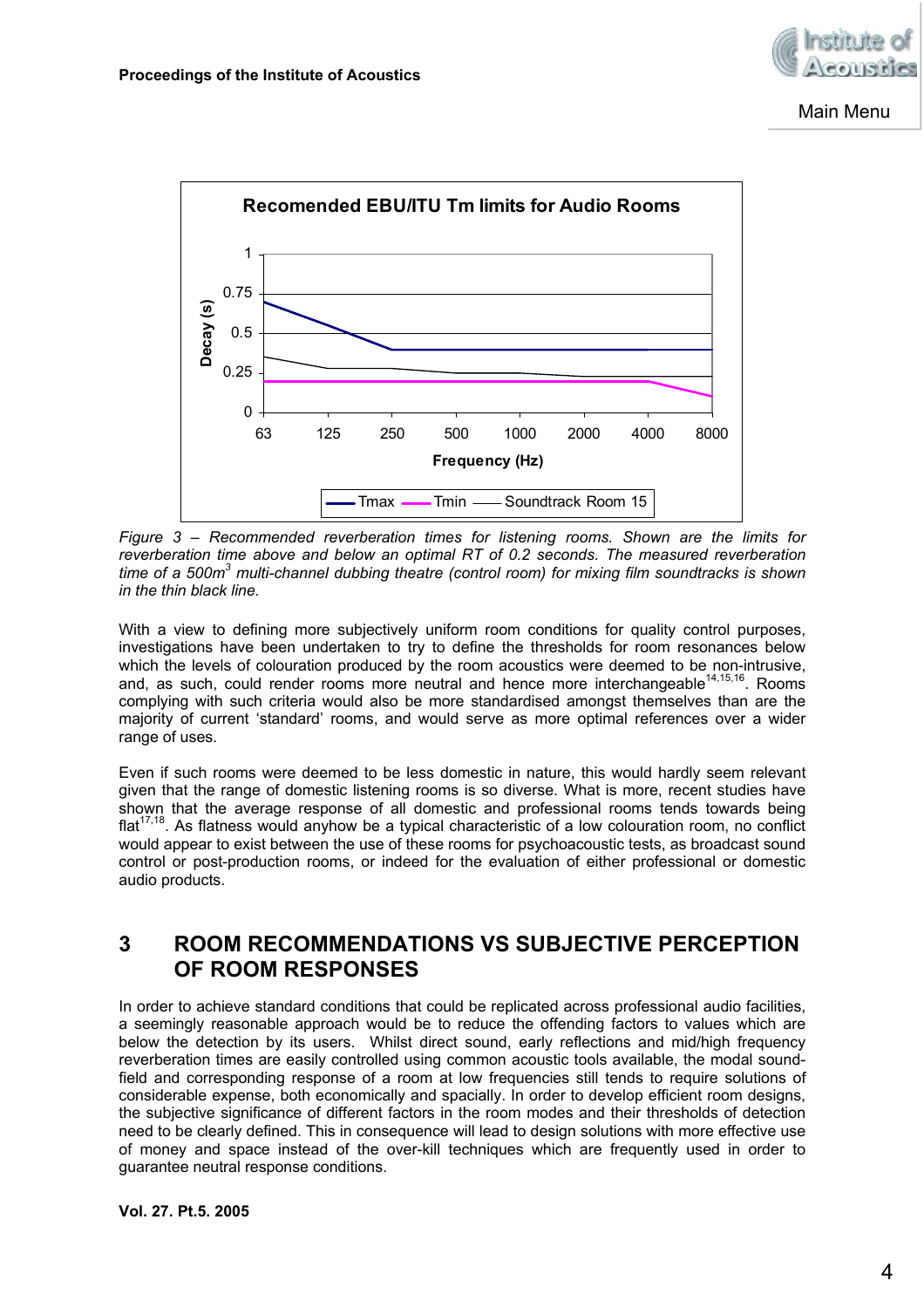Figure 3 – Recommended reverberation times for listening rooms. Shown are the limits for reverberation time above and below an optimal RT of 0.2 seconds. The measured reverberation time of a 500m$^3$ multi-channel dubbing theatre (control room) for mixing film soundtracks is shown in the thin black line.

With a view to defining more subjectively uniform room conditions for quality control purposes, investigations have been undertaken to try to define the thresholds for room resonances below which the levels of colouration produced by the room acoustics were deemed to be non-intrusive, and, as such, could render rooms more neutral and hence more interchangeable[14,15,16]. Rooms complying with such criteria would also be more standardised amongst themselves than are the majority of current 'standard' rooms, and would serve as more optimal references over a wider range of uses.

Even if such rooms were deemed to be less domestic in nature, this would hardly seem relevant given that the range of domestic listening rooms is so diverse. What is more, recent studies have shown that the average response of all domestic and professional rooms tends towards being flat[17,18]. As flatness would anyhow be a typical characteristic of a low colouration room, no conflict would appear to exist between the use of these rooms for psychoacoustic tests, as broadcast sound control or post-production rooms, or indeed for the evaluation of either professional or domestic audio products.

# 3 ROOM RECOMMENDATIONS VS SUBJECTIVE PERCEPTION OF ROOM RESPONSES

In order to achieve standard conditions that could be replicated across professional audio facilities, a seemingly reasonable approach would be to reduce the offending factors to values which are below the detection by its users. Whilst direct sound, early reflections and mid/high frequency reverberation times are easily controlled using common acoustic tools available, the modal sound-field and corresponding response of a room at low frequencies still tends to require solutions of considerable expense, both economically and spatially. In order to develop efficient room designs, the subjective significance of different factors in the room modes and their thresholds of detection need to be clearly defined. This in consequence will lead to design solutions with more effective use of money and space instead of the over-kill techniques which are frequently used in order to guarantee neutral response conditions.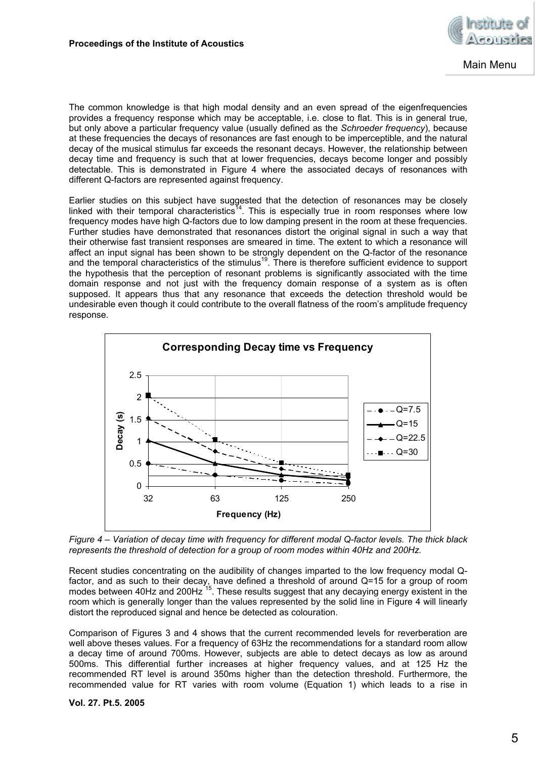The common knowledge is that high modal density and an even spread of the eigenfrequencies provides a frequency response which may be acceptable, i.e. close to flat. This is in general true, but only above a particular frequency value (usually defined as the *Schroeder frequency*), because at these frequencies the decays of resonances are fast enough to be imperceptible, and the natural decay of the musical stimulus far exceeds the resonant decays. However, the relationship between decay time and frequency is such that at lower frequencies, decays become longer and possibly detectable. This is demonstrated in Figure 4 where the associated decays of resonances with different Q-factors are represented against frequency.

Earlier studies on this subject have suggested that the detection of resonances may be closely linked with their temporal characteristics[14]. This is especially true in room responses where low frequency modes have high Q-factors due to low damping present in the room at these frequencies. Further studies have demonstrated that resonances distort the original signal in such a way that their otherwise fast transient responses are smeared in time. The extent to which a resonance will affect an input signal has been shown to be strongly dependent on the Q-factor of the resonance and the temporal characteristics of the stimulus[19]. There is therefore sufficient evidence to support the hypothesis that the perception of resonant problems is significantly associated with the time domain response and not just with the frequency domain response of a system as is often supposed. It appears thus that any resonance that exceeds the detection threshold would be undesirable even though it could contribute to the overall flatness of the room's amplitude frequency response.

*Figure 4 – Variation of decay time with frequency for different modal Q-factor levels. The thick black represents the threshold of detection for a group of room modes within 40Hz and 200Hz.*

Recent studies concentrating on the audibility of changes imparted to the low frequency modal Q-factor, and as such to their decay, have defined a threshold of around Q=15 for a group of room modes between 40Hz and 200Hz [15]. These results suggest that any decaying energy existent in the room which is generally longer than the values represented by the solid line in Figure 4 will linearly distort the reproduced signal and hence be detected as colouration.

Comparison of Figures 3 and 4 shows that the current recommended levels for reverberation are well above theses values. For a frequency of 63Hz the recommendations for a standard room allow a decay time of around 700ms. However, subjects are able to detect decays as low as around 500ms. This differential further increases at higher frequency values, and at 125 Hz the recommended RT level is around 350ms higher than the detection threshold. Furthermore, the recommended value for RT varies with room volume (Equation 1) which leads to a rise in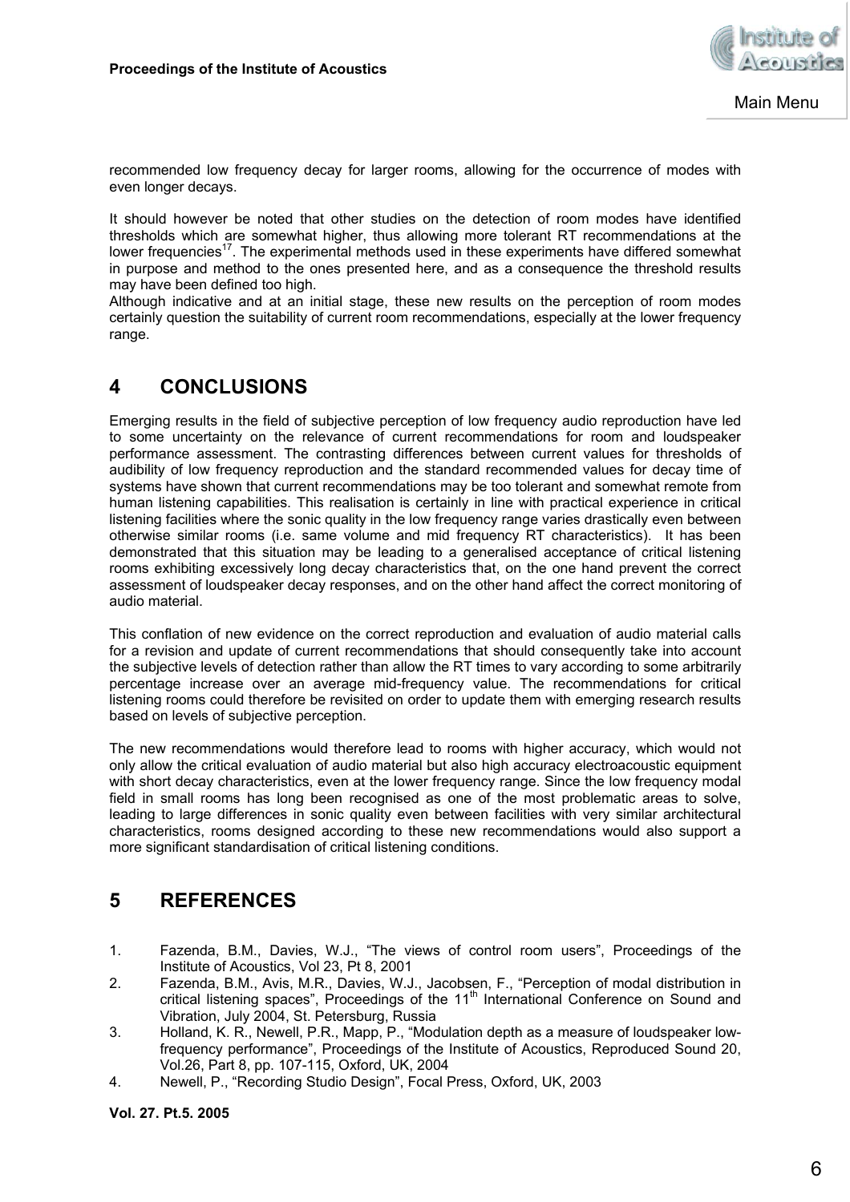recommended low frequency decay for larger rooms, allowing for the occurrence of modes with even longer decays.

It should however be noted that other studies on the detection of room modes have identified thresholds which are somewhat higher, thus allowing more tolerant RT recommendations at the lower frequencies[17]. The experimental methods used in these experiments have differed somewhat in purpose and method to the ones presented here, and as a consequence the threshold results may have been defined too high.
Although indicative and at an initial stage, these new results on the perception of room modes certainly question the suitability of current room recommendations, especially at the lower frequency range.

# 4 CONCLUSIONS

Emerging results in the field of subjective perception of low frequency audio reproduction have led to some uncertainty on the relevance of current recommendations for room and loudspeaker performance assessment. The contrasting differences between current values for thresholds of audibility of low frequency reproduction and the standard recommended values for decay time of systems have shown that current recommendations may be too tolerant and somewhat remote from human listening capabilities. This realisation is certainly in line with practical experience in critical listening facilities where the sonic quality in the low frequency range varies drastically even between otherwise similar rooms (i.e. same volume and mid frequency RT characteristics). It has been demonstrated that this situation may be leading to a generalised acceptance of critical listening rooms exhibiting excessively long decay characteristics that, on the one hand prevent the correct assessment of loudspeaker decay responses, and on the other hand affect the correct monitoring of audio material.

This conflation of new evidence on the correct reproduction and evaluation of audio material calls for a revision and update of current recommendations that should consequently take into account the subjective levels of detection rather than allow the RT times to vary according to some arbitrarily percentage increase over an average mid-frequency value. The recommendations for critical listening rooms could therefore be revisited on order to update them with emerging research results based on levels of subjective perception.

The new recommendations would therefore lead to rooms with higher accuracy, which would not only allow the critical evaluation of audio material but also high accuracy electroacoustic equipment with short decay characteristics, even at the lower frequency range. Since the low frequency modal field in small rooms has long been recognised as one of the most problematic areas to solve, leading to large differences in sonic quality even between facilities with very similar architectural characteristics, rooms designed according to these new recommendations would also support a more significant standardisation of critical listening conditions.

# 5 REFERENCES

1. Fazenda, B.M., Davies, W.J., “The views of control room users”, Proceedings of the Institute of Acoustics, Vol 23, Pt 8, 2001
2. Fazenda, B.M., Avis, M.R., Davies, W.J., Jacobsen, F., “Perception of modal distribution in critical listening spaces”, Proceedings of the 11th International Conference on Sound and Vibration, July 2004, St. Petersburg, Russia
3. Holland, K. R., Newell, P.R., Mapp, P., “Modulation depth as a measure of loudspeaker low-frequency performance”, Proceedings of the Institute of Acoustics, Reproduced Sound 20, Vol.26, Part 8, pp. 107-115, Oxford, UK, 2004
4. Newell, P., “Recording Studio Design”, Focal Press, Oxford, UK, 2003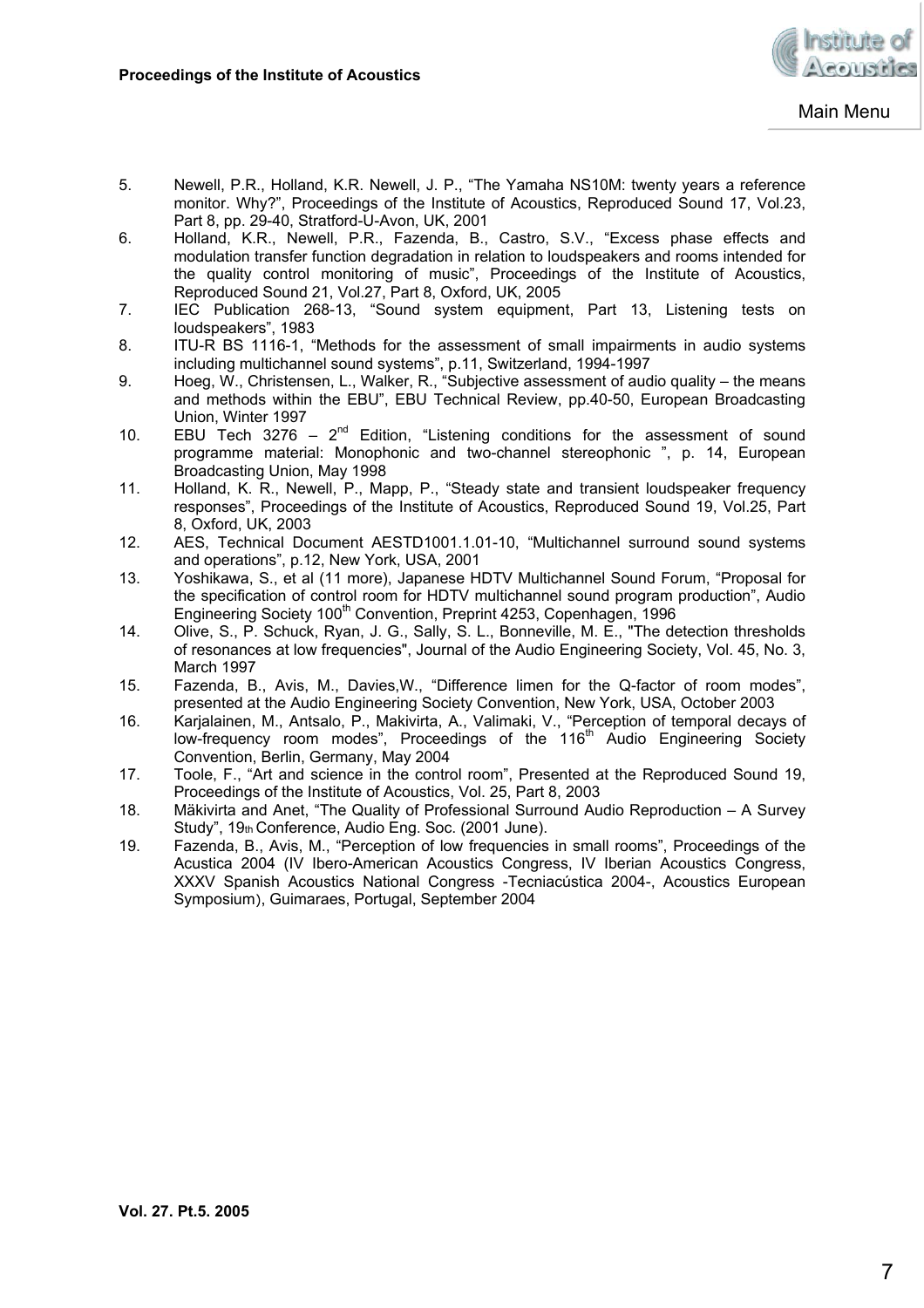5. Newell, P.R., Holland, K.R. Newell, J. P., "The Yamaha NS10M: twenty years a reference monitor. Why?", Proceedings of the Institute of Acoustics, Reproduced Sound 17, Vol.23, Part 8, pp. 29-40, Stratford-U-Avon, UK, 2001
6. Holland, K.R., Newell, P.R., Fazenda, B., Castro, S.V., "Excess phase effects and modulation transfer function degradation in relation to loudspeakers and rooms intended for the quality control monitoring of music", Proceedings of the Institute of Acoustics, Reproduced Sound 21, Vol.27, Part 8, Oxford, UK, 2005
7. IEC Publication 268-13, "Sound system equipment, Part 13, Listening tests on loudspeakers", 1983
8. ITU-R BS 1116-1, "Methods for the assessment of small impairments in audio systems including multichannel sound systems", p.11, Switzerland, 1994-1997
9. Hoeg, W., Christensen, L., Walker, R., "Subjective assessment of audio quality – the means and methods within the EBU", EBU Technical Review, pp.40-50, European Broadcasting Union, Winter 1997
10. EBU Tech 3276 – 2nd Edition, "Listening conditions for the assessment of sound programme material: Monophonic and two-channel stereophonic ", p. 14, European Broadcasting Union, May 1998
11. Holland, K. R., Newell, P., Mapp, P., "Steady state and transient loudspeaker frequency responses", Proceedings of the Institute of Acoustics, Reproduced Sound 19, Vol.25, Part 8, Oxford, UK, 2003
12. AES, Technical Document AESTD1001.1.01-10, "Multichannel surround sound systems and operations", p.12, New York, USA, 2001
13. Yoshikawa, S., et al (11 more), Japanese HDTV Multichannel Sound Forum, "Proposal for the specification of control room for HDTV multichannel sound program production", Audio Engineering Society 100th Convention, Preprint 4253, Copenhagen, 1996
14. Olive, S., P. Schuck, Ryan, J. G., Sally, S. L., Bonneville, M. E., "The detection thresholds of resonances at low frequencies", Journal of the Audio Engineering Society, Vol. 45, No. 3, March 1997
15. Fazenda, B., Avis, M., Davies,W., "Difference limen for the Q-factor of room modes", presented at the Audio Engineering Society Convention, New York, USA, October 2003
16. Karjalainen, M., Antsalo, P., Makivirta, A., Valimaki, V., "Perception of temporal decays of low-frequency room modes", Proceedings of the 116th Audio Engineering Society Convention, Berlin, Germany, May 2004
17. Toole, F., "Art and science in the control room", Presented at the Reproduced Sound 19, Proceedings of the Institute of Acoustics, Vol. 25, Part 8, 2003
18. Mäkivirta and Anet, "The Quality of Professional Surround Audio Reproduction – A Survey Study", 19th Conference, Audio Eng. Soc. (2001 June).
19. Fazenda, B., Avis, M., "Perception of low frequencies in small rooms", Proceedings of the Acustica 2004 (IV Ibero-American Acoustics Congress, IV Iberian Acoustics Congress, XXXV Spanish Acoustics National Congress -Tecniacústica 2004-, Acoustics European Symposium), Guimaraes, Portugal, September 2004